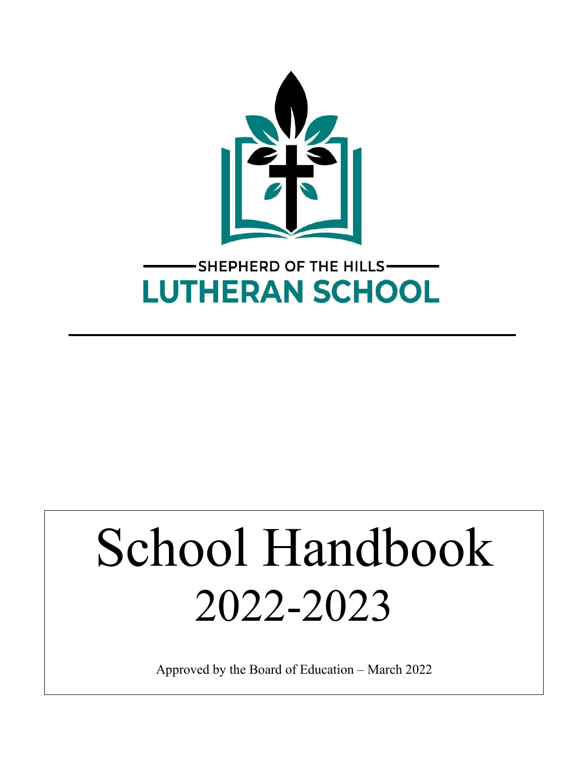SHEPHERD OF THE HILLS

# LUTHERAN SCHOOL

# School Handbook 2022-2023

Approved by the Board of Education – March 2022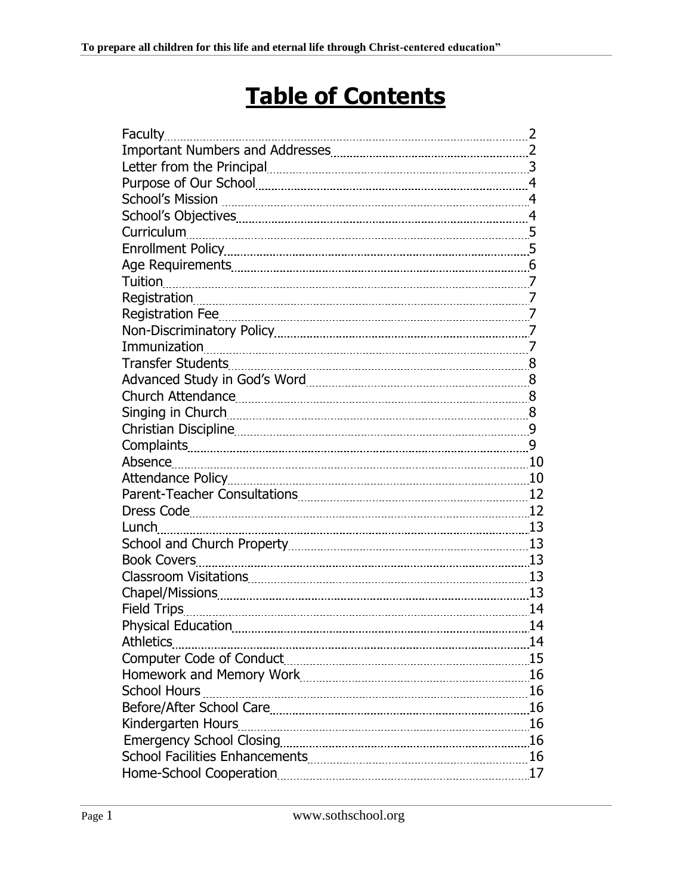# Table of Contents

| Section | Page |
|---|---|
| Faculty | 2 |
| Important Numbers and Addresses | 2 |
| Letter from the Principal | 3 |
| Purpose of Our School | 4 |
| School's Mission | 4 |
| School's Objectives | 4 |
| Curriculum | 5 |
| Enrollment Policy | 5 |
| Age Requirements | 6 |
| Tuition | 7 |
| Registration | 7 |
| Registration Fee | 7 |
| Non-Discriminatory Policy | 7 |
| Immunization | 7 |
| Transfer Students | 8 |
| Advanced Study in God's Word | 8 |
| Church Attendance | 8 |
| Singing in Church | 8 |
| Christian Discipline | 9 |
| Complaints | 9 |
| Absence | 10 |
| Attendance Policy | 10 |
| Parent-Teacher Consultations | 12 |
| Dress Code | 12 |
| Lunch | 13 |
| School and Church Property | 13 |
| Book Covers | 13 |
| Classroom Visitations | 13 |
| Chapel/Missions | 13 |
| Field Trips | 14 |
| Physical Education | 14 |
| Athletics | 14 |
| Computer Code of Conduct | 15 |
| Homework and Memory Work | 16 |
| School Hours | 16 |
| Before/After School Care | 16 |
| Kindergarten Hours | 16 |
| Emergency School Closing | 16 |
| School Facilities Enhancements | 16 |
| Home-School Cooperation | 17 |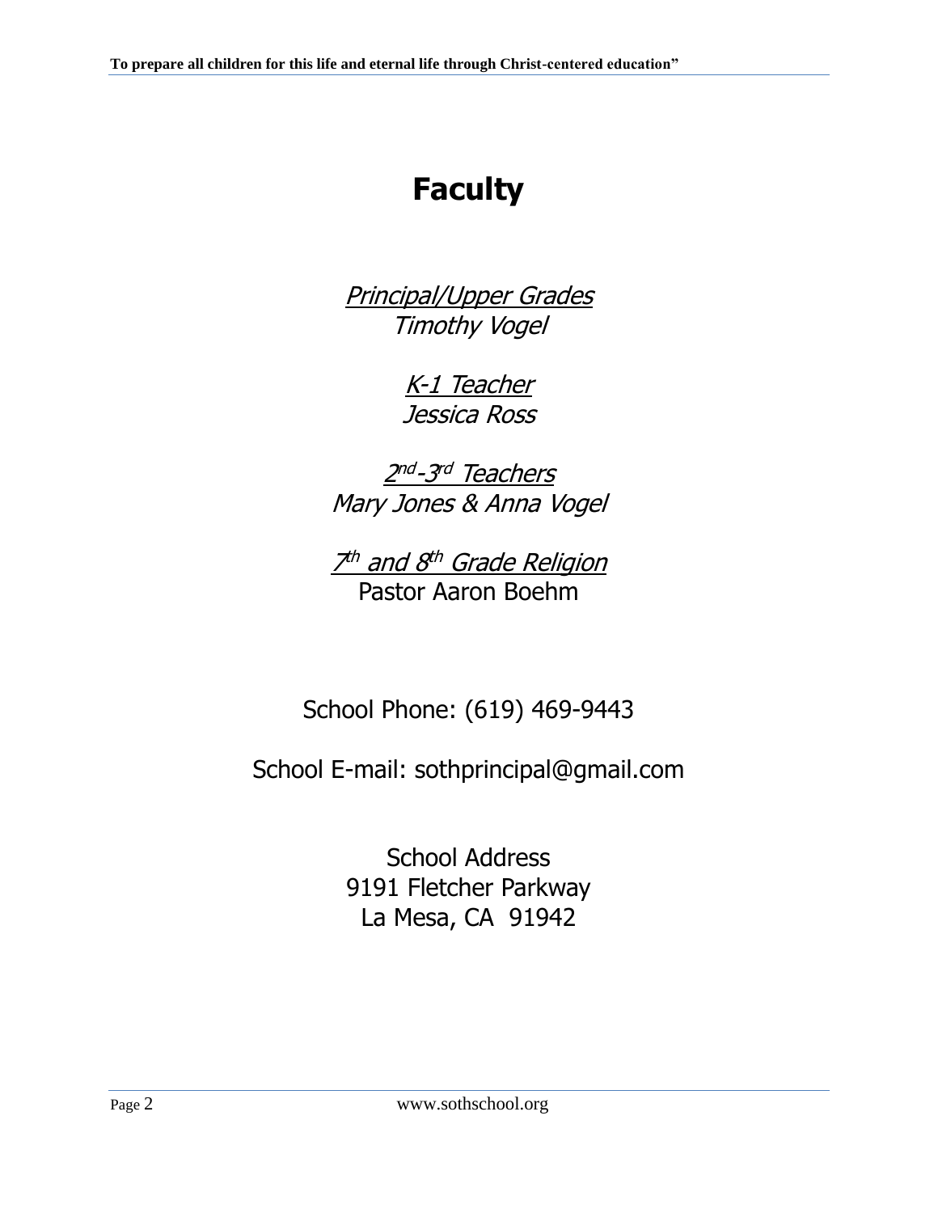# Faculty

*Principal/Upper Grades*
*Timothy Vogel*

*K-1 Teacher*
*Jessica Ross*

*2nd-3rd Teachers*
*Mary Jones & Anna Vogel*

*7th and 8th Grade Religion*
Pastor Aaron Boehm

School Phone: (619) 469-9443

School E-mail: sothprincipal@gmail.com

School Address
9191 Fletcher Parkway
La Mesa, CA 91942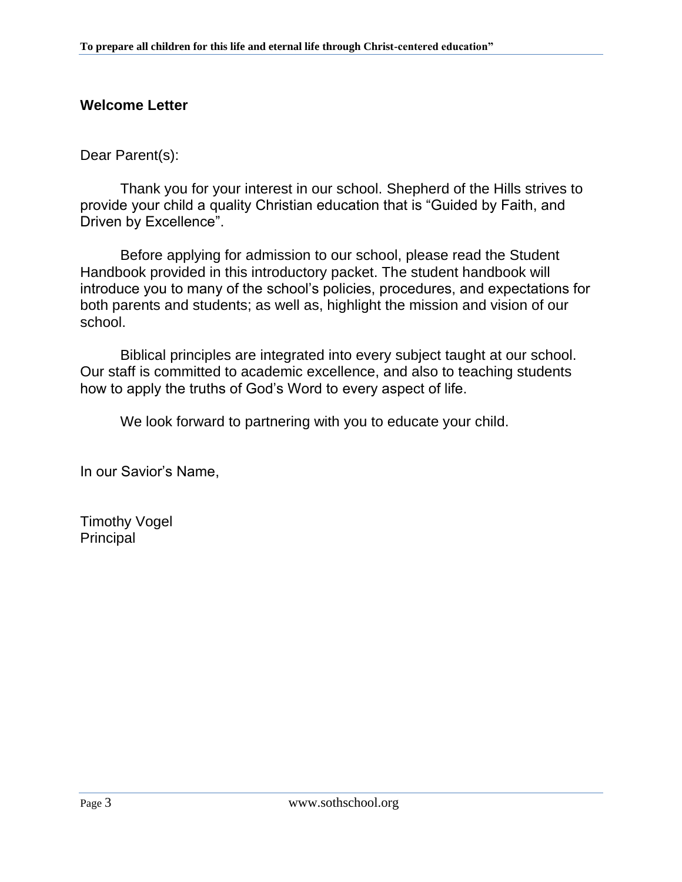## Welcome Letter

Dear Parent(s):

Thank you for your interest in our school. Shepherd of the Hills strives to provide your child a quality Christian education that is “Guided by Faith, and Driven by Excellence”.

Before applying for admission to our school, please read the Student Handbook provided in this introductory packet. The student handbook will introduce you to many of the school’s policies, procedures, and expectations for both parents and students; as well as, highlight the mission and vision of our school.

Biblical principles are integrated into every subject taught at our school. Our staff is committed to academic excellence, and also to teaching students how to apply the truths of God’s Word to every aspect of life.

We look forward to partnering with you to educate your child.

In our Savior’s Name,

Timothy Vogel
Principal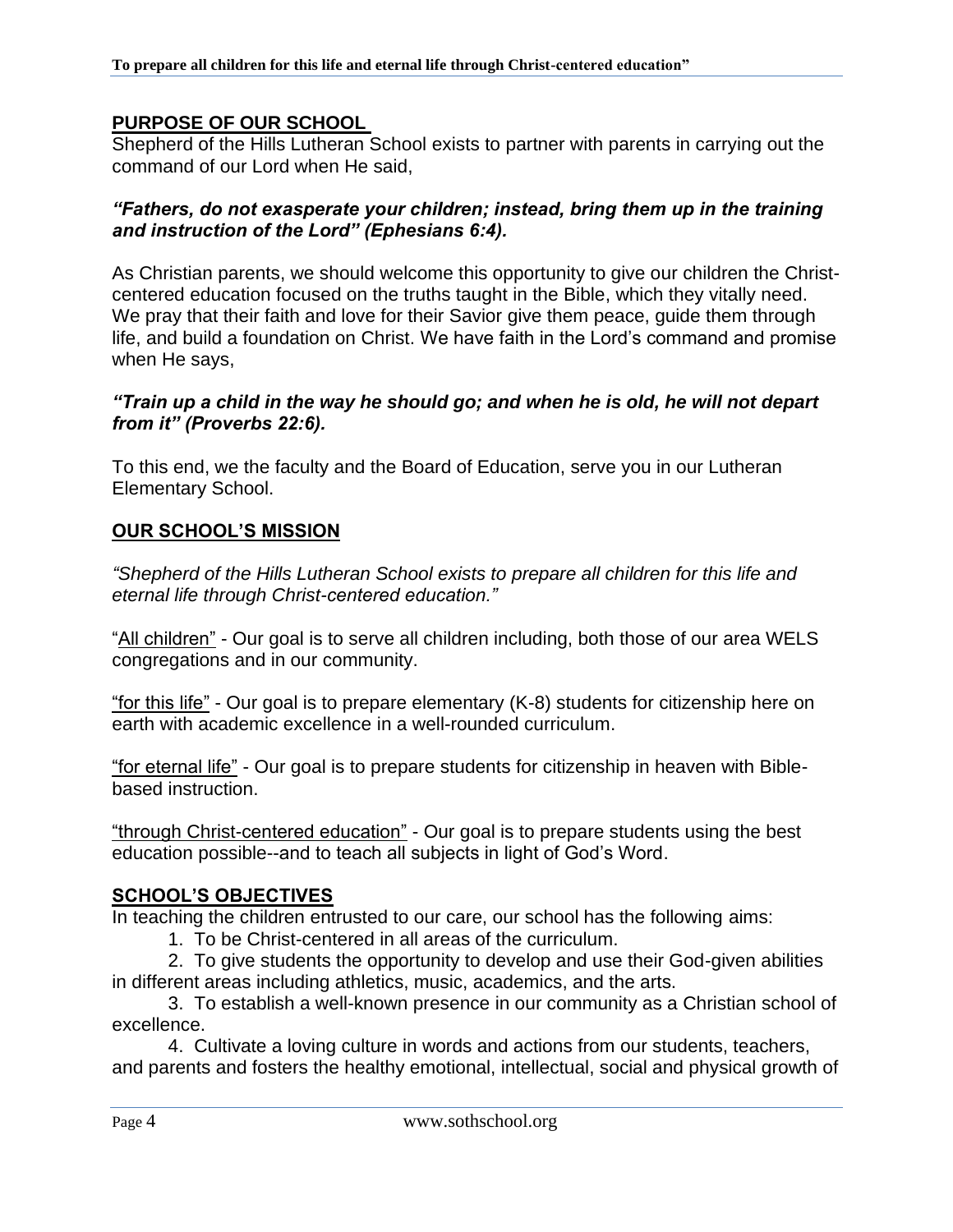## PURPOSE OF OUR SCHOOL

Shepherd of the Hills Lutheran School exists to partner with parents in carrying out the command of our Lord when He said,

***"Fathers, do not exasperate your children; instead, bring them up in the training and instruction of the Lord" (Ephesians 6:4).***

As Christian parents, we should welcome this opportunity to give our children the Christ-centered education focused on the truths taught in the Bible, which they vitally need. We pray that their faith and love for their Savior give them peace, guide them through life, and build a foundation on Christ. We have faith in the Lord's command and promise when He says,

***"Train up a child in the way he should go; and when he is old, he will not depart from it" (Proverbs 22:6).***

To this end, we the faculty and the Board of Education, serve you in our Lutheran Elementary School.

## OUR SCHOOL'S MISSION

*"Shepherd of the Hills Lutheran School exists to prepare all children for this life and eternal life through Christ-centered education."*

"All children" - Our goal is to serve all children including, both those of our area WELS congregations and in our community.

"for this life" - Our goal is to prepare elementary (K-8) students for citizenship here on earth with academic excellence in a well-rounded curriculum.

"for eternal life" - Our goal is to prepare students for citizenship in heaven with Bible-based instruction.

"through Christ-centered education" - Our goal is to prepare students using the best education possible--and to teach all subjects in light of God's Word.

## SCHOOL'S OBJECTIVES

In teaching the children entrusted to our care, our school has the following aims:

1. To be Christ-centered in all areas of the curriculum.
2. To give students the opportunity to develop and use their God-given abilities in different areas including athletics, music, academics, and the arts.
3. To establish a well-known presence in our community as a Christian school of excellence.
4. Cultivate a loving culture in words and actions from our students, teachers, and parents and fosters the healthy emotional, intellectual, social and physical growth of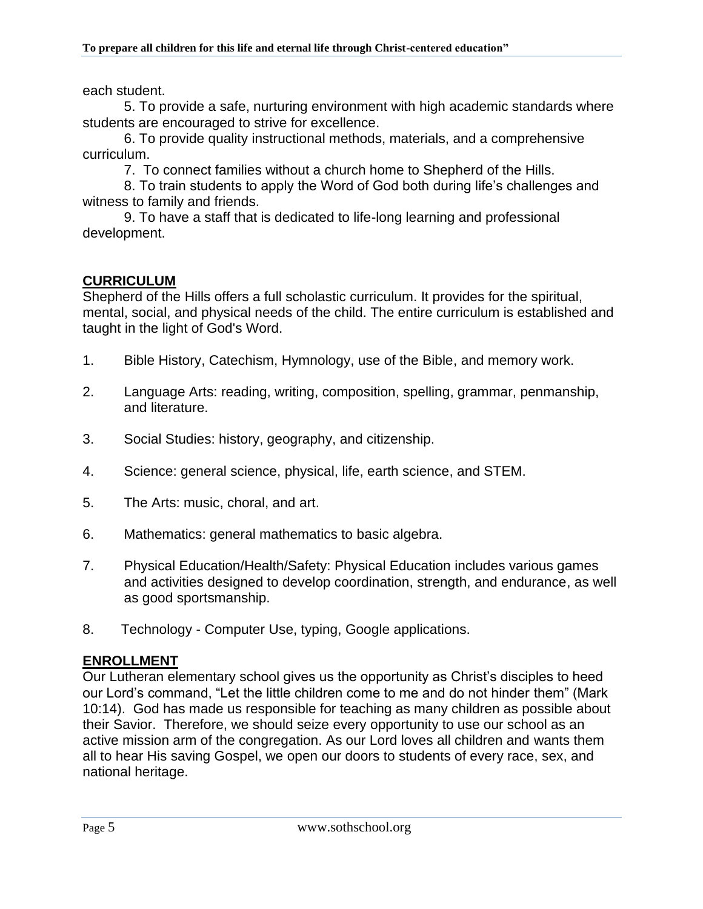each student.

5. To provide a safe, nurturing environment with high academic standards where students are encouraged to strive for excellence.

6. To provide quality instructional methods, materials, and a comprehensive curriculum.

7. To connect families without a church home to Shepherd of the Hills.

8. To train students to apply the Word of God both during life's challenges and witness to family and friends.

9. To have a staff that is dedicated to life-long learning and professional development.

## CURRICULUM

Shepherd of the Hills offers a full scholastic curriculum. It provides for the spiritual, mental, social, and physical needs of the child. The entire curriculum is established and taught in the light of God's Word.

1. Bible History, Catechism, Hymnology, use of the Bible, and memory work.
2. Language Arts: reading, writing, composition, spelling, grammar, penmanship, and literature.
3. Social Studies: history, geography, and citizenship.
4. Science: general science, physical, life, earth science, and STEM.
5. The Arts: music, choral, and art.
6. Mathematics: general mathematics to basic algebra.
7. Physical Education/Health/Safety: Physical Education includes various games and activities designed to develop coordination, strength, and endurance, as well as good sportsmanship.
8. Technology - Computer Use, typing, Google applications.

## ENROLLMENT

Our Lutheran elementary school gives us the opportunity as Christ's disciples to heed our Lord's command, "Let the little children come to me and do not hinder them" (Mark 10:14). God has made us responsible for teaching as many children as possible about their Savior. Therefore, we should seize every opportunity to use our school as an active mission arm of the congregation. As our Lord loves all children and wants them all to hear His saving Gospel, we open our doors to students of every race, sex, and national heritage.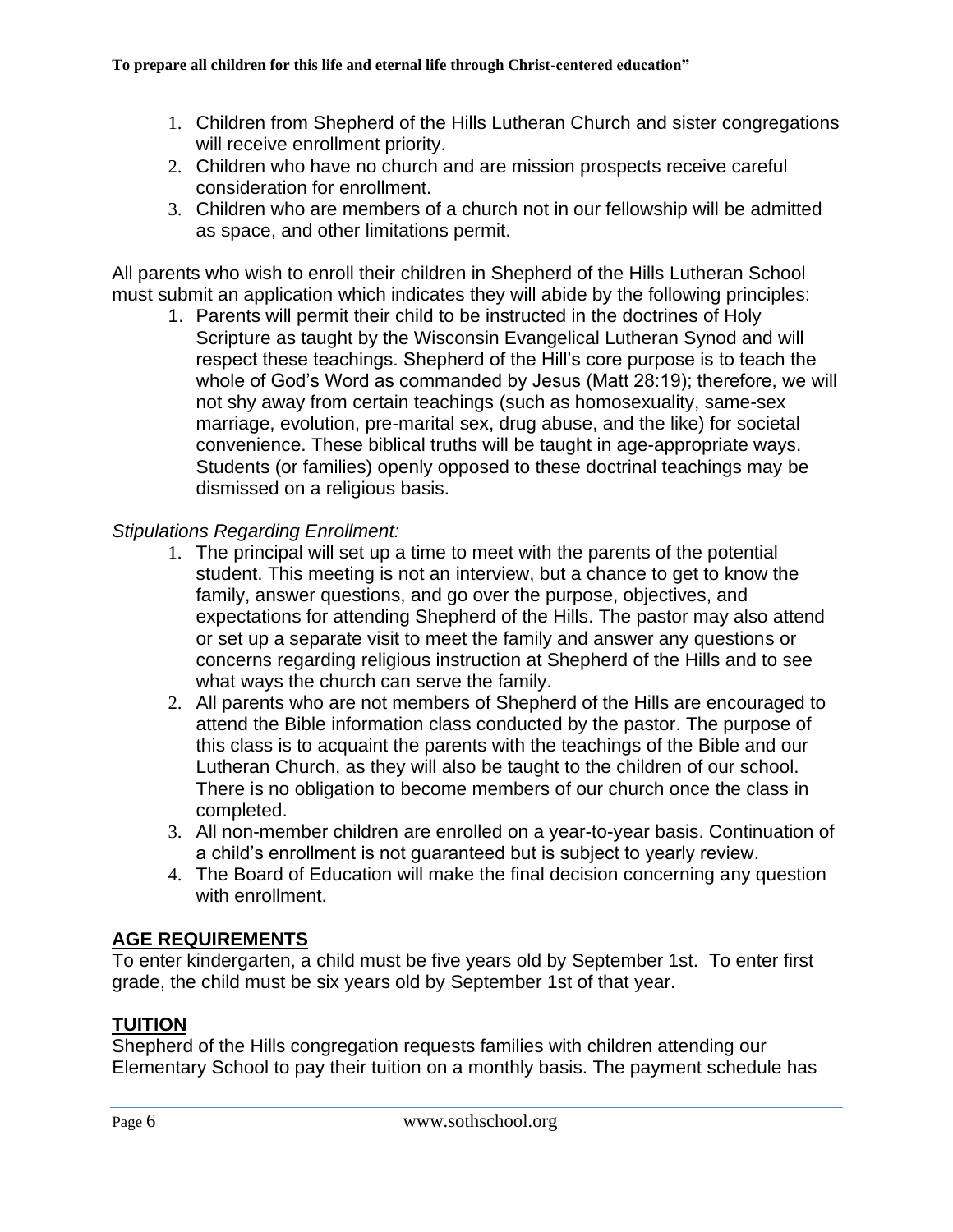1. Children from Shepherd of the Hills Lutheran Church and sister congregations will receive enrollment priority.
2. Children who have no church and are mission prospects receive careful consideration for enrollment.
3. Children who are members of a church not in our fellowship will be admitted as space, and other limitations permit.

All parents who wish to enroll their children in Shepherd of the Hills Lutheran School must submit an application which indicates they will abide by the following principles:

1. Parents will permit their child to be instructed in the doctrines of Holy Scripture as taught by the Wisconsin Evangelical Lutheran Synod and will respect these teachings. Shepherd of the Hill's core purpose is to teach the whole of God's Word as commanded by Jesus (Matt 28:19); therefore, we will not shy away from certain teachings (such as homosexuality, same-sex marriage, evolution, pre-marital sex, drug abuse, and the like) for societal convenience. These biblical truths will be taught in age-appropriate ways. Students (or families) openly opposed to these doctrinal teachings may be dismissed on a religious basis.

*Stipulations Regarding Enrollment:*

1. The principal will set up a time to meet with the parents of the potential student. This meeting is not an interview, but a chance to get to know the family, answer questions, and go over the purpose, objectives, and expectations for attending Shepherd of the Hills. The pastor may also attend or set up a separate visit to meet the family and answer any questions or concerns regarding religious instruction at Shepherd of the Hills and to see what ways the church can serve the family.
2. All parents who are not members of Shepherd of the Hills are encouraged to attend the Bible information class conducted by the pastor. The purpose of this class is to acquaint the parents with the teachings of the Bible and our Lutheran Church, as they will also be taught to the children of our school. There is no obligation to become members of our church once the class in completed.
3. All non-member children are enrolled on a year-to-year basis. Continuation of a child's enrollment is not guaranteed but is subject to yearly review.
4. The Board of Education will make the final decision concerning any question with enrollment.

## AGE REQUIREMENTS

To enter kindergarten, a child must be five years old by September 1st. To enter first grade, the child must be six years old by September 1st of that year.

## TUITION

Shepherd of the Hills congregation requests families with children attending our Elementary School to pay their tuition on a monthly basis. The payment schedule has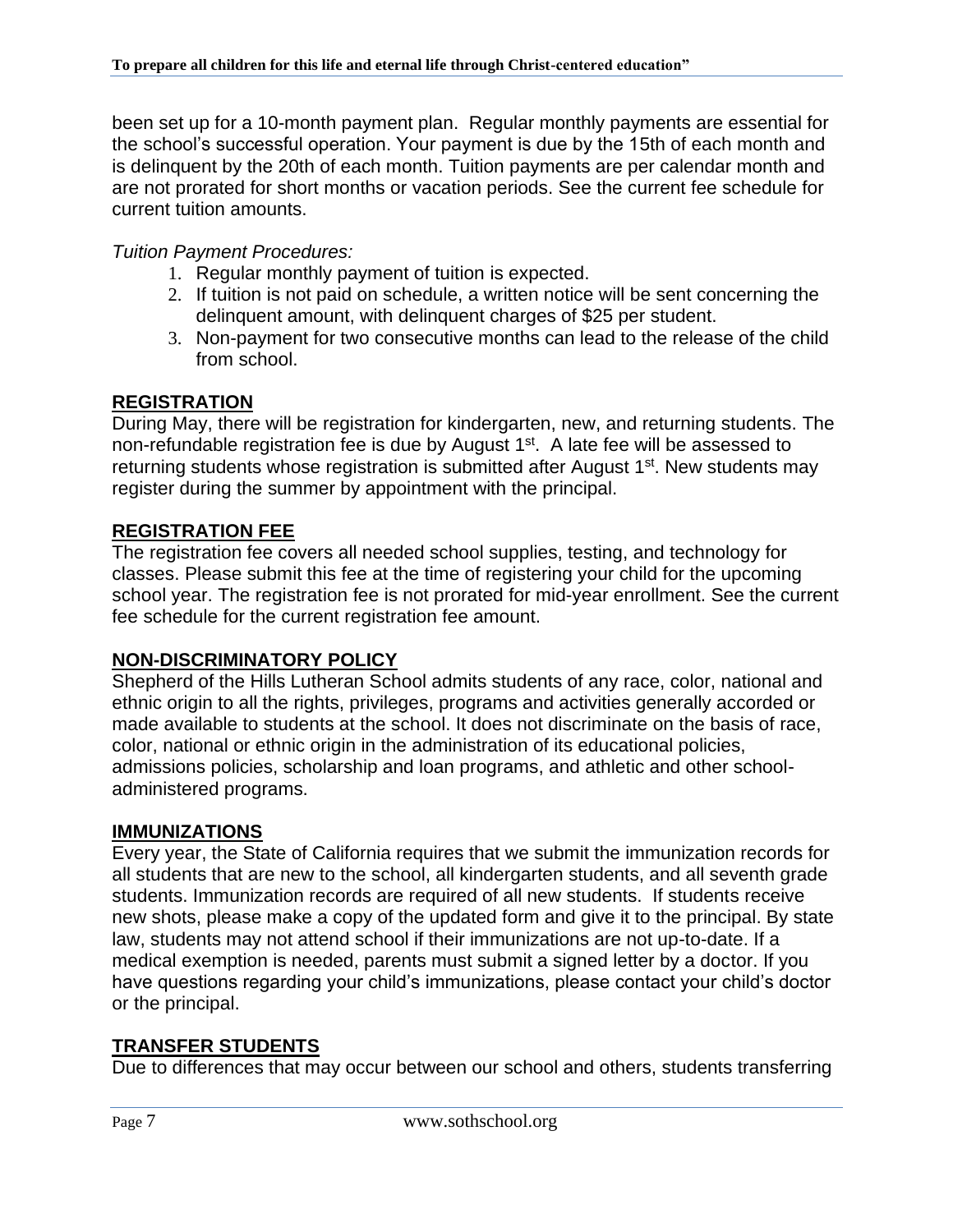been set up for a 10-month payment plan. Regular monthly payments are essential for the school's successful operation. Your payment is due by the 15th of each month and is delinquent by the 20th of each month. Tuition payments are per calendar month and are not prorated for short months or vacation periods. See the current fee schedule for current tuition amounts.

*Tuition Payment Procedures:*

1. Regular monthly payment of tuition is expected.
2. If tuition is not paid on schedule, a written notice will be sent concerning the delinquent amount, with delinquent charges of $25 per student.
3. Non-payment for two consecutive months can lead to the release of the child from school.

## REGISTRATION

During May, there will be registration for kindergarten, new, and returning students. The non-refundable registration fee is due by August 1st. A late fee will be assessed to returning students whose registration is submitted after August 1st. New students may register during the summer by appointment with the principal.

## REGISTRATION FEE

The registration fee covers all needed school supplies, testing, and technology for classes. Please submit this fee at the time of registering your child for the upcoming school year. The registration fee is not prorated for mid-year enrollment. See the current fee schedule for the current registration fee amount.

## NON-DISCRIMINATORY POLICY

Shepherd of the Hills Lutheran School admits students of any race, color, national and ethnic origin to all the rights, privileges, programs and activities generally accorded or made available to students at the school. It does not discriminate on the basis of race, color, national or ethnic origin in the administration of its educational policies, admissions policies, scholarship and loan programs, and athletic and other school-administered programs.

## IMMUNIZATIONS

Every year, the State of California requires that we submit the immunization records for all students that are new to the school, all kindergarten students, and all seventh grade students. Immunization records are required of all new students. If students receive new shots, please make a copy of the updated form and give it to the principal. By state law, students may not attend school if their immunizations are not up-to-date. If a medical exemption is needed, parents must submit a signed letter by a doctor. If you have questions regarding your child's immunizations, please contact your child's doctor or the principal.

## TRANSFER STUDENTS

Due to differences that may occur between our school and others, students transferring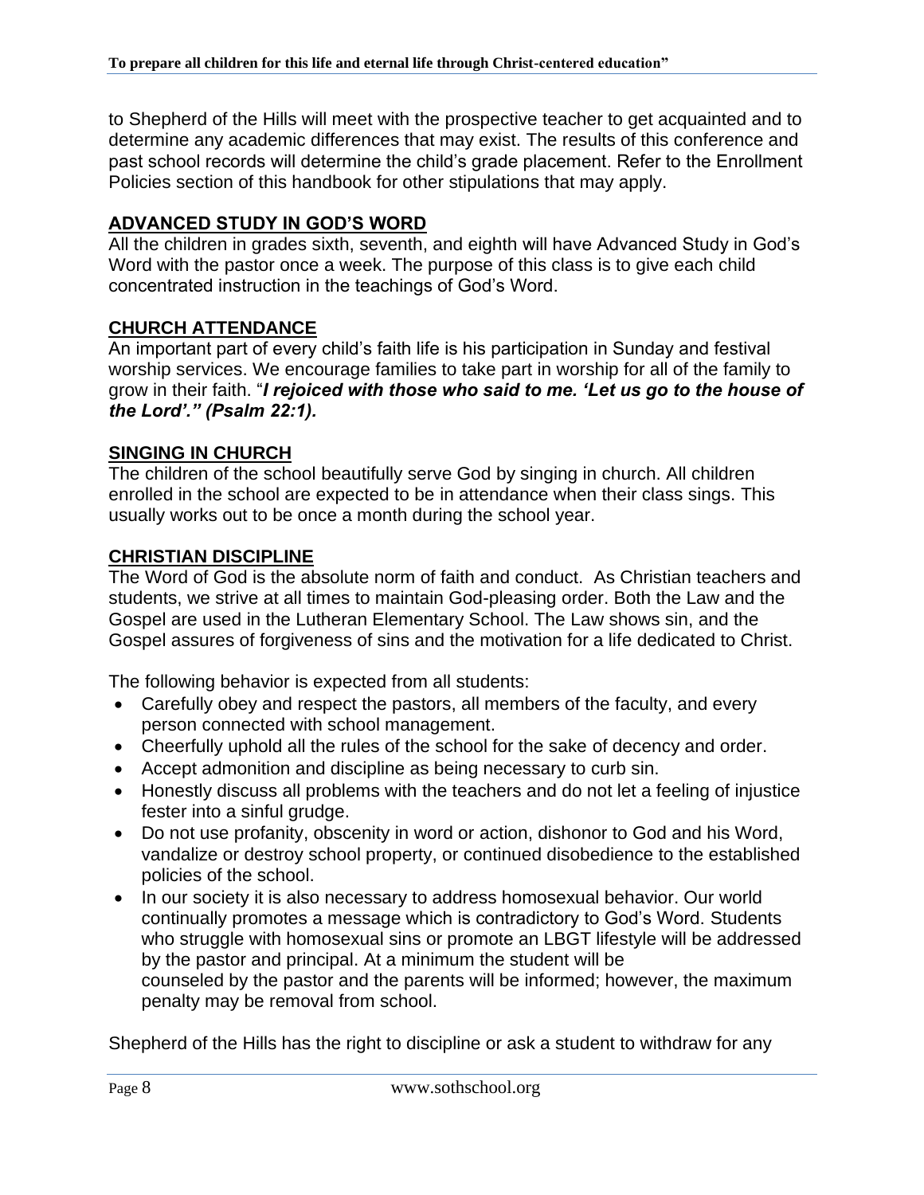to Shepherd of the Hills will meet with the prospective teacher to get acquainted and to determine any academic differences that may exist. The results of this conference and past school records will determine the child's grade placement. Refer to the Enrollment Policies section of this handbook for other stipulations that may apply.

## ADVANCED STUDY IN GOD'S WORD

All the children in grades sixth, seventh, and eighth will have Advanced Study in God's Word with the pastor once a week. The purpose of this class is to give each child concentrated instruction in the teachings of God's Word.

## CHURCH ATTENDANCE

An important part of every child's faith life is his participation in Sunday and festival worship services. We encourage families to take part in worship for all of the family to grow in their faith. "***I rejoiced with those who said to me. 'Let us go to the house of the Lord'." (Psalm 22:1).***

## SINGING IN CHURCH

The children of the school beautifully serve God by singing in church. All children enrolled in the school are expected to be in attendance when their class sings. This usually works out to be once a month during the school year.

## CHRISTIAN DISCIPLINE

The Word of God is the absolute norm of faith and conduct. As Christian teachers and students, we strive at all times to maintain God-pleasing order. Both the Law and the Gospel are used in the Lutheran Elementary School. The Law shows sin, and the Gospel assures of forgiveness of sins and the motivation for a life dedicated to Christ.

The following behavior is expected from all students:

- Carefully obey and respect the pastors, all members of the faculty, and every person connected with school management.
- Cheerfully uphold all the rules of the school for the sake of decency and order.
- Accept admonition and discipline as being necessary to curb sin.
- Honestly discuss all problems with the teachers and do not let a feeling of injustice fester into a sinful grudge.
- Do not use profanity, obscenity in word or action, dishonor to God and his Word, vandalize or destroy school property, or continued disobedience to the established policies of the school.
- In our society it is also necessary to address homosexual behavior. Our world continually promotes a message which is contradictory to God's Word. Students who struggle with homosexual sins or promote an LBGT lifestyle will be addressed by the pastor and principal. At a minimum the student will be counseled by the pastor and the parents will be informed; however, the maximum penalty may be removal from school.

Shepherd of the Hills has the right to discipline or ask a student to withdraw for any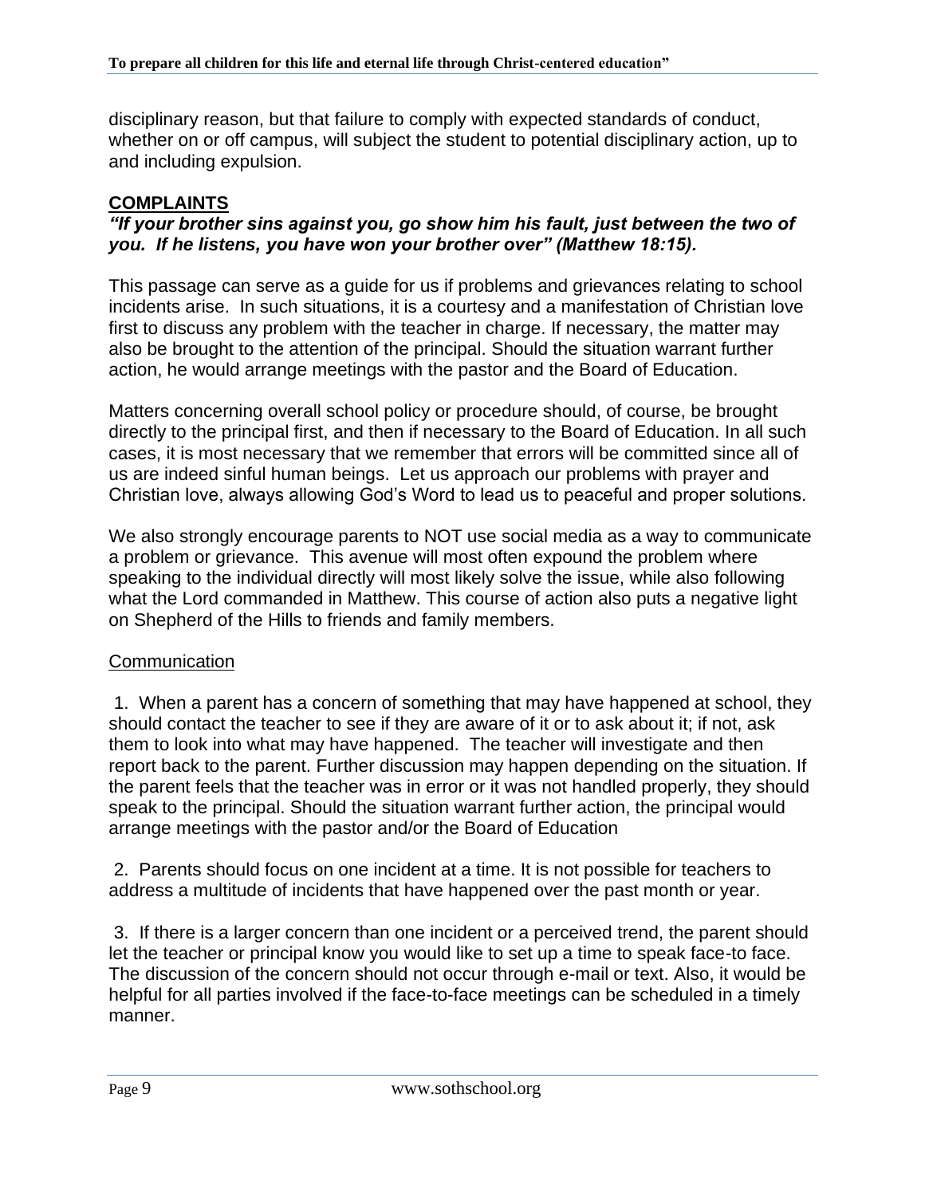disciplinary reason, but that failure to comply with expected standards of conduct, whether on or off campus, will subject the student to potential disciplinary action, up to and including expulsion.

## COMPLAINTS

***"If your brother sins against you, go show him his fault, just between the two of you. If he listens, you have won your brother over" (Matthew 18:15).***

This passage can serve as a guide for us if problems and grievances relating to school incidents arise. In such situations, it is a courtesy and a manifestation of Christian love first to discuss any problem with the teacher in charge. If necessary, the matter may also be brought to the attention of the principal. Should the situation warrant further action, he would arrange meetings with the pastor and the Board of Education.

Matters concerning overall school policy or procedure should, of course, be brought directly to the principal first, and then if necessary to the Board of Education. In all such cases, it is most necessary that we remember that errors will be committed since all of us are indeed sinful human beings. Let us approach our problems with prayer and Christian love, always allowing God's Word to lead us to peaceful and proper solutions.

We also strongly encourage parents to NOT use social media as a way to communicate a problem or grievance. This avenue will most often expound the problem where speaking to the individual directly will most likely solve the issue, while also following what the Lord commanded in Matthew. This course of action also puts a negative light on Shepherd of the Hills to friends and family members.

### Communication

1. When a parent has a concern of something that may have happened at school, they should contact the teacher to see if they are aware of it or to ask about it; if not, ask them to look into what may have happened. The teacher will investigate and then report back to the parent. Further discussion may happen depending on the situation. If the parent feels that the teacher was in error or it was not handled properly, they should speak to the principal. Should the situation warrant further action, the principal would arrange meetings with the pastor and/or the Board of Education

2. Parents should focus on one incident at a time. It is not possible for teachers to address a multitude of incidents that have happened over the past month or year.

3. If there is a larger concern than one incident or a perceived trend, the parent should let the teacher or principal know you would like to set up a time to speak face-to face. The discussion of the concern should not occur through e-mail or text. Also, it would be helpful for all parties involved if the face-to-face meetings can be scheduled in a timely manner.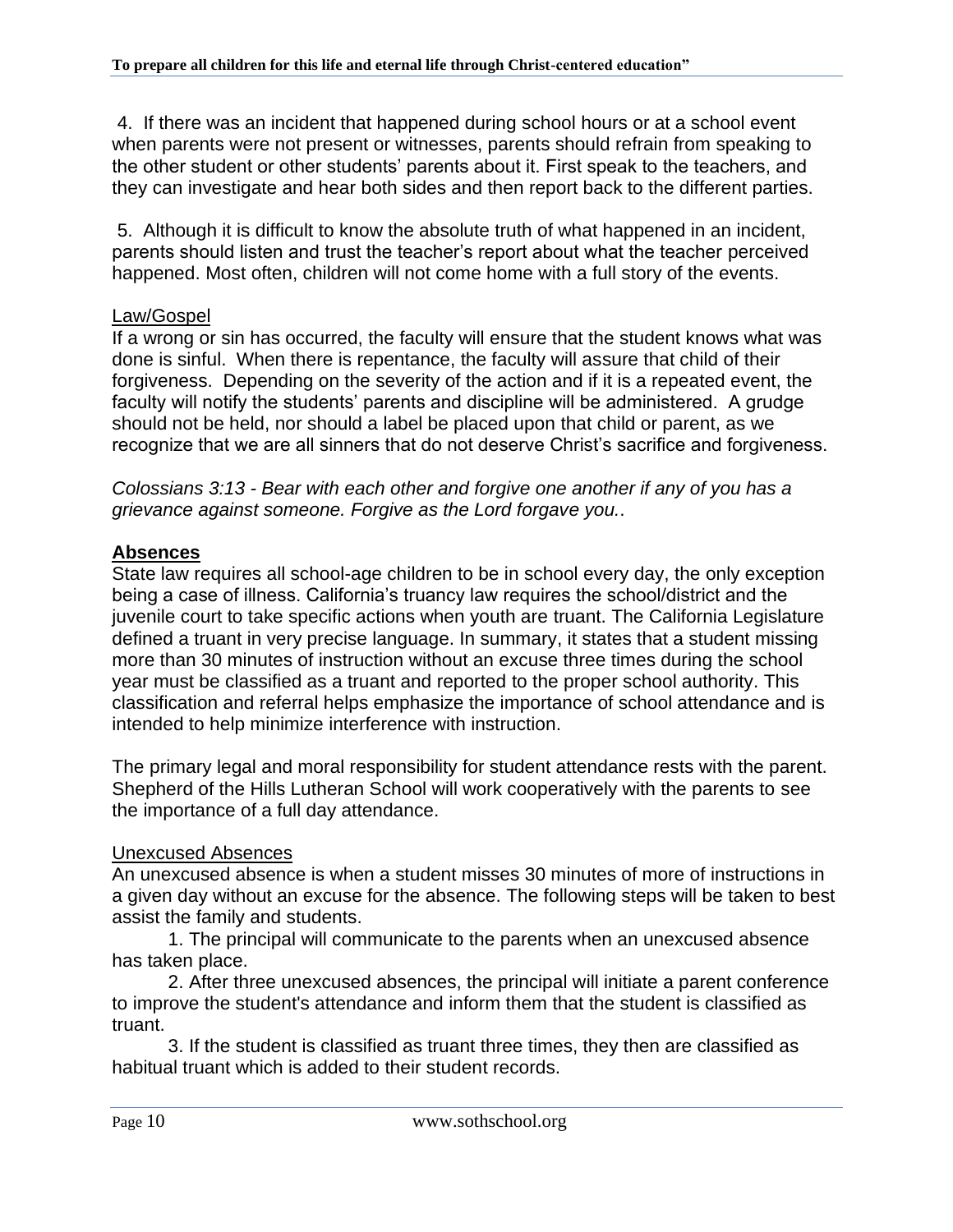4. If there was an incident that happened during school hours or at a school event when parents were not present or witnesses, parents should refrain from speaking to the other student or other students' parents about it. First speak to the teachers, and they can investigate and hear both sides and then report back to the different parties.

5. Although it is difficult to know the absolute truth of what happened in an incident, parents should listen and trust the teacher's report about what the teacher perceived happened. Most often, children will not come home with a full story of the events.

Law/Gospel

If a wrong or sin has occurred, the faculty will ensure that the student knows what was done is sinful. When there is repentance, the faculty will assure that child of their forgiveness. Depending on the severity of the action and if it is a repeated event, the faculty will notify the students' parents and discipline will be administered. A grudge should not be held, nor should a label be placed upon that child or parent, as we recognize that we are all sinners that do not deserve Christ's sacrifice and forgiveness.

*Colossians 3:13 - Bear with each other and forgive one another if any of you has a grievance against someone. Forgive as the Lord forgave you.*.

## Absences

State law requires all school-age children to be in school every day, the only exception being a case of illness. California's truancy law requires the school/district and the juvenile court to take specific actions when youth are truant. The California Legislature defined a truant in very precise language. In summary, it states that a student missing more than 30 minutes of instruction without an excuse three times during the school year must be classified as a truant and reported to the proper school authority. This classification and referral helps emphasize the importance of school attendance and is intended to help minimize interference with instruction.

The primary legal and moral responsibility for student attendance rests with the parent. Shepherd of the Hills Lutheran School will work cooperatively with the parents to see the importance of a full day attendance.

Unexcused Absences

An unexcused absence is when a student misses 30 minutes of more of instructions in a given day without an excuse for the absence. The following steps will be taken to best assist the family and students.

1. The principal will communicate to the parents when an unexcused absence has taken place.

2. After three unexcused absences, the principal will initiate a parent conference to improve the student's attendance and inform them that the student is classified as truant.

3. If the student is classified as truant three times, they then are classified as habitual truant which is added to their student records.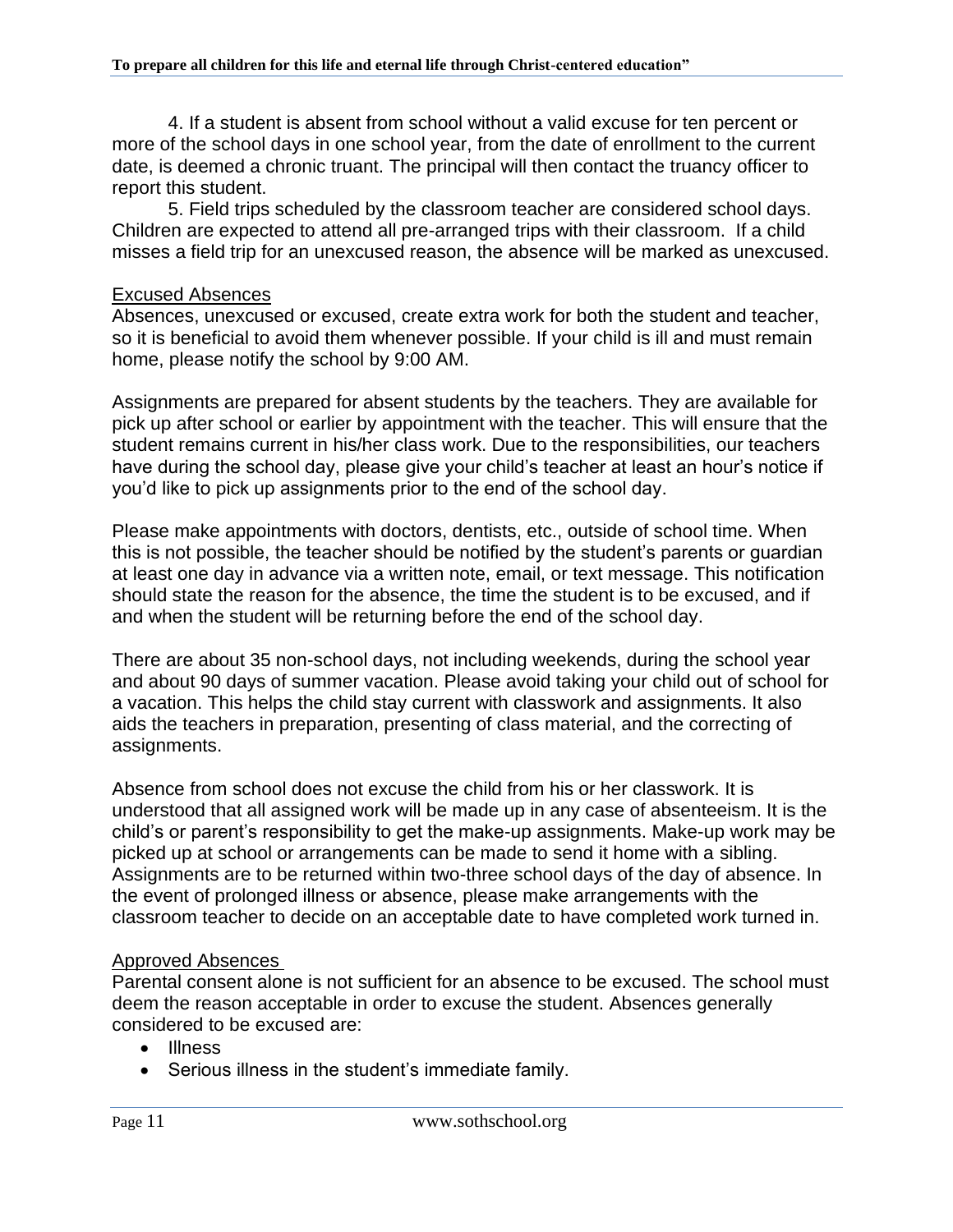4. If a student is absent from school without a valid excuse for ten percent or more of the school days in one school year, from the date of enrollment to the current date, is deemed a chronic truant. The principal will then contact the truancy officer to report this student.

5. Field trips scheduled by the classroom teacher are considered school days. Children are expected to attend all pre-arranged trips with their classroom. If a child misses a field trip for an unexcused reason, the absence will be marked as unexcused.

## Excused Absences

Absences, unexcused or excused, create extra work for both the student and teacher, so it is beneficial to avoid them whenever possible. If your child is ill and must remain home, please notify the school by 9:00 AM.

Assignments are prepared for absent students by the teachers. They are available for pick up after school or earlier by appointment with the teacher. This will ensure that the student remains current in his/her class work. Due to the responsibilities, our teachers have during the school day, please give your child's teacher at least an hour's notice if you'd like to pick up assignments prior to the end of the school day.

Please make appointments with doctors, dentists, etc., outside of school time. When this is not possible, the teacher should be notified by the student's parents or guardian at least one day in advance via a written note, email, or text message. This notification should state the reason for the absence, the time the student is to be excused, and if and when the student will be returning before the end of the school day.

There are about 35 non-school days, not including weekends, during the school year and about 90 days of summer vacation. Please avoid taking your child out of school for a vacation. This helps the child stay current with classwork and assignments. It also aids the teachers in preparation, presenting of class material, and the correcting of assignments.

Absence from school does not excuse the child from his or her classwork. It is understood that all assigned work will be made up in any case of absenteeism. It is the child's or parent's responsibility to get the make-up assignments. Make-up work may be picked up at school or arrangements can be made to send it home with a sibling. Assignments are to be returned within two-three school days of the day of absence. In the event of prolonged illness or absence, please make arrangements with the classroom teacher to decide on an acceptable date to have completed work turned in.

## Approved Absences

Parental consent alone is not sufficient for an absence to be excused. The school must deem the reason acceptable in order to excuse the student. Absences generally considered to be excused are:

- Illness
- Serious illness in the student's immediate family.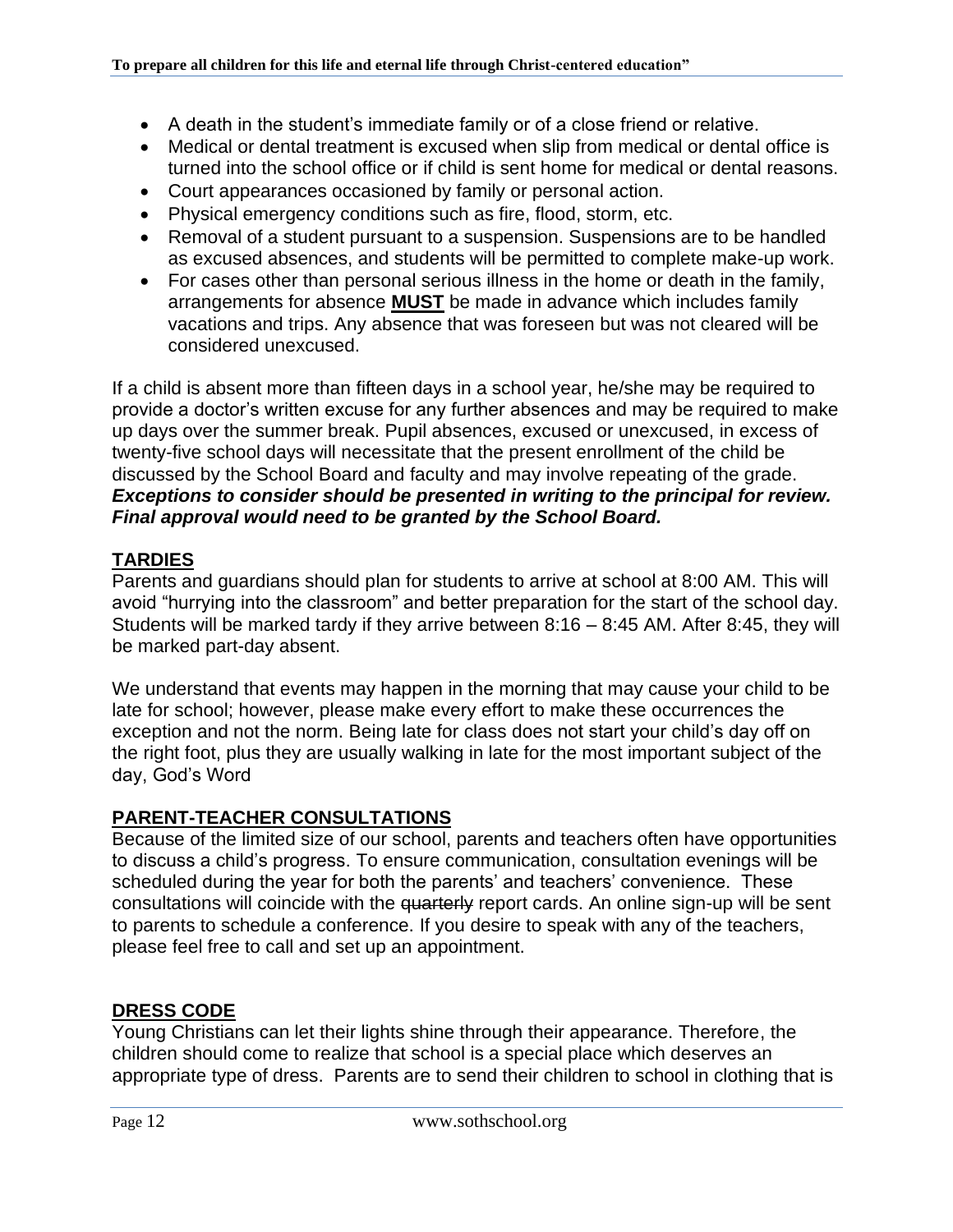- A death in the student's immediate family or of a close friend or relative.
- Medical or dental treatment is excused when slip from medical or dental office is turned into the school office or if child is sent home for medical or dental reasons.
- Court appearances occasioned by family or personal action.
- Physical emergency conditions such as fire, flood, storm, etc.
- Removal of a student pursuant to a suspension. Suspensions are to be handled as excused absences, and students will be permitted to complete make-up work.
- For cases other than personal serious illness in the home or death in the family, arrangements for absence **MUST** be made in advance which includes family vacations and trips. Any absence that was foreseen but was not cleared will be considered unexcused.

If a child is absent more than fifteen days in a school year, he/she may be required to provide a doctor's written excuse for any further absences and may be required to make up days over the summer break. Pupil absences, excused or unexcused, in excess of twenty-five school days will necessitate that the present enrollment of the child be discussed by the School Board and faculty and may involve repeating of the grade. ***Exceptions to consider should be presented in writing to the principal for review. Final approval would need to be granted by the School Board.***

## TARDIES

Parents and guardians should plan for students to arrive at school at 8:00 AM. This will avoid "hurrying into the classroom" and better preparation for the start of the school day. Students will be marked tardy if they arrive between 8:16 – 8:45 AM. After 8:45, they will be marked part-day absent.

We understand that events may happen in the morning that may cause your child to be late for school; however, please make every effort to make these occurrences the exception and not the norm. Being late for class does not start your child's day off on the right foot, plus they are usually walking in late for the most important subject of the day, God's Word

## PARENT-TEACHER CONSULTATIONS

Because of the limited size of our school, parents and teachers often have opportunities to discuss a child's progress. To ensure communication, consultation evenings will be scheduled during the year for both the parents' and teachers' convenience. These consultations will coincide with the ~~quarterly~~ report cards. An online sign-up will be sent to parents to schedule a conference. If you desire to speak with any of the teachers, please feel free to call and set up an appointment.

## DRESS CODE

Young Christians can let their lights shine through their appearance. Therefore, the children should come to realize that school is a special place which deserves an appropriate type of dress. Parents are to send their children to school in clothing that is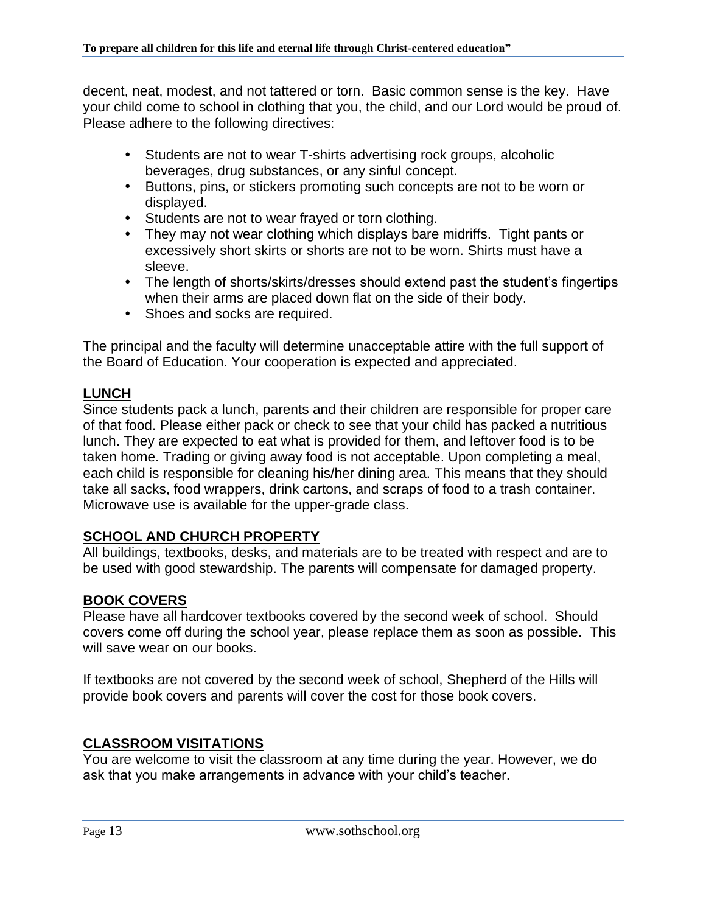decent, neat, modest, and not tattered or torn. Basic common sense is the key. Have your child come to school in clothing that you, the child, and our Lord would be proud of. Please adhere to the following directives:

- Students are not to wear T-shirts advertising rock groups, alcoholic beverages, drug substances, or any sinful concept.
- Buttons, pins, or stickers promoting such concepts are not to be worn or displayed.
- Students are not to wear frayed or torn clothing.
- They may not wear clothing which displays bare midriffs. Tight pants or excessively short skirts or shorts are not to be worn. Shirts must have a sleeve.
- The length of shorts/skirts/dresses should extend past the student's fingertips when their arms are placed down flat on the side of their body.
- Shoes and socks are required.

The principal and the faculty will determine unacceptable attire with the full support of the Board of Education. Your cooperation is expected and appreciated.

## LUNCH

Since students pack a lunch, parents and their children are responsible for proper care of that food. Please either pack or check to see that your child has packed a nutritious lunch. They are expected to eat what is provided for them, and leftover food is to be taken home. Trading or giving away food is not acceptable. Upon completing a meal, each child is responsible for cleaning his/her dining area. This means that they should take all sacks, food wrappers, drink cartons, and scraps of food to a trash container. Microwave use is available for the upper-grade class.

## SCHOOL AND CHURCH PROPERTY

All buildings, textbooks, desks, and materials are to be treated with respect and are to be used with good stewardship. The parents will compensate for damaged property.

## BOOK COVERS

Please have all hardcover textbooks covered by the second week of school. Should covers come off during the school year, please replace them as soon as possible. This will save wear on our books.

If textbooks are not covered by the second week of school, Shepherd of the Hills will provide book covers and parents will cover the cost for those book covers.

## CLASSROOM VISITATIONS

You are welcome to visit the classroom at any time during the year. However, we do ask that you make arrangements in advance with your child's teacher.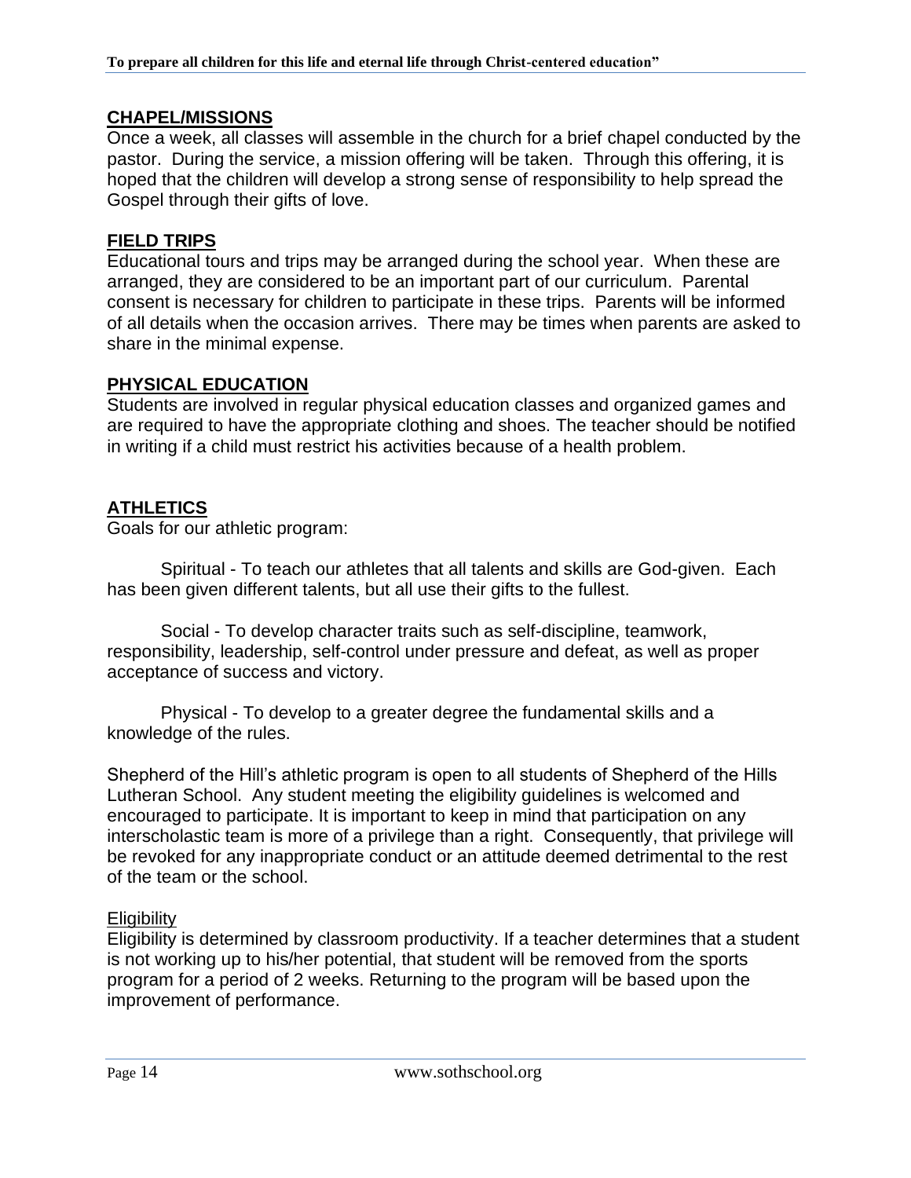## CHAPEL/MISSIONS

Once a week, all classes will assemble in the church for a brief chapel conducted by the pastor. During the service, a mission offering will be taken. Through this offering, it is hoped that the children will develop a strong sense of responsibility to help spread the Gospel through their gifts of love.

## FIELD TRIPS

Educational tours and trips may be arranged during the school year. When these are arranged, they are considered to be an important part of our curriculum. Parental consent is necessary for children to participate in these trips. Parents will be informed of all details when the occasion arrives. There may be times when parents are asked to share in the minimal expense.

## PHYSICAL EDUCATION

Students are involved in regular physical education classes and organized games and are required to have the appropriate clothing and shoes. The teacher should be notified in writing if a child must restrict his activities because of a health problem.

## ATHLETICS

Goals for our athletic program:

Spiritual - To teach our athletes that all talents and skills are God-given. Each has been given different talents, but all use their gifts to the fullest.

Social - To develop character traits such as self-discipline, teamwork, responsibility, leadership, self-control under pressure and defeat, as well as proper acceptance of success and victory.

Physical - To develop to a greater degree the fundamental skills and a knowledge of the rules.

Shepherd of the Hill's athletic program is open to all students of Shepherd of the Hills Lutheran School. Any student meeting the eligibility guidelines is welcomed and encouraged to participate. It is important to keep in mind that participation on any interscholastic team is more of a privilege than a right. Consequently, that privilege will be revoked for any inappropriate conduct or an attitude deemed detrimental to the rest of the team or the school.

### Eligibility

Eligibility is determined by classroom productivity. If a teacher determines that a student is not working up to his/her potential, that student will be removed from the sports program for a period of 2 weeks. Returning to the program will be based upon the improvement of performance.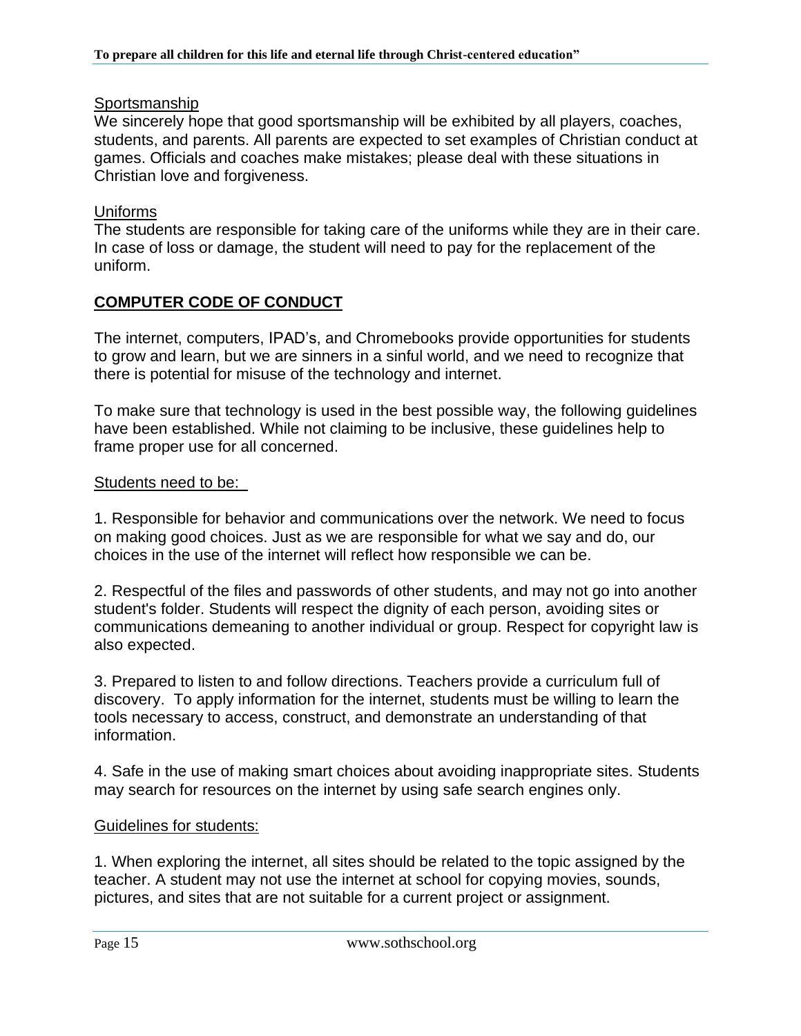Sportsmanship

We sincerely hope that good sportsmanship will be exhibited by all players, coaches, students, and parents. All parents are expected to set examples of Christian conduct at games. Officials and coaches make mistakes; please deal with these situations in Christian love and forgiveness.

Uniforms

The students are responsible for taking care of the uniforms while they are in their care. In case of loss or damage, the student will need to pay for the replacement of the uniform.

## COMPUTER CODE OF CONDUCT

The internet, computers, IPAD's, and Chromebooks provide opportunities for students to grow and learn, but we are sinners in a sinful world, and we need to recognize that there is potential for misuse of the technology and internet.

To make sure that technology is used in the best possible way, the following guidelines have been established. While not claiming to be inclusive, these guidelines help to frame proper use for all concerned.

Students need to be:

1. Responsible for behavior and communications over the network. We need to focus on making good choices. Just as we are responsible for what we say and do, our choices in the use of the internet will reflect how responsible we can be.

2. Respectful of the files and passwords of other students, and may not go into another student's folder. Students will respect the dignity of each person, avoiding sites or communications demeaning to another individual or group. Respect for copyright law is also expected.

3. Prepared to listen to and follow directions. Teachers provide a curriculum full of discovery. To apply information for the internet, students must be willing to learn the tools necessary to access, construct, and demonstrate an understanding of that information.

4. Safe in the use of making smart choices about avoiding inappropriate sites. Students may search for resources on the internet by using safe search engines only.

Guidelines for students:

1. When exploring the internet, all sites should be related to the topic assigned by the teacher. A student may not use the internet at school for copying movies, sounds, pictures, and sites that are not suitable for a current project or assignment.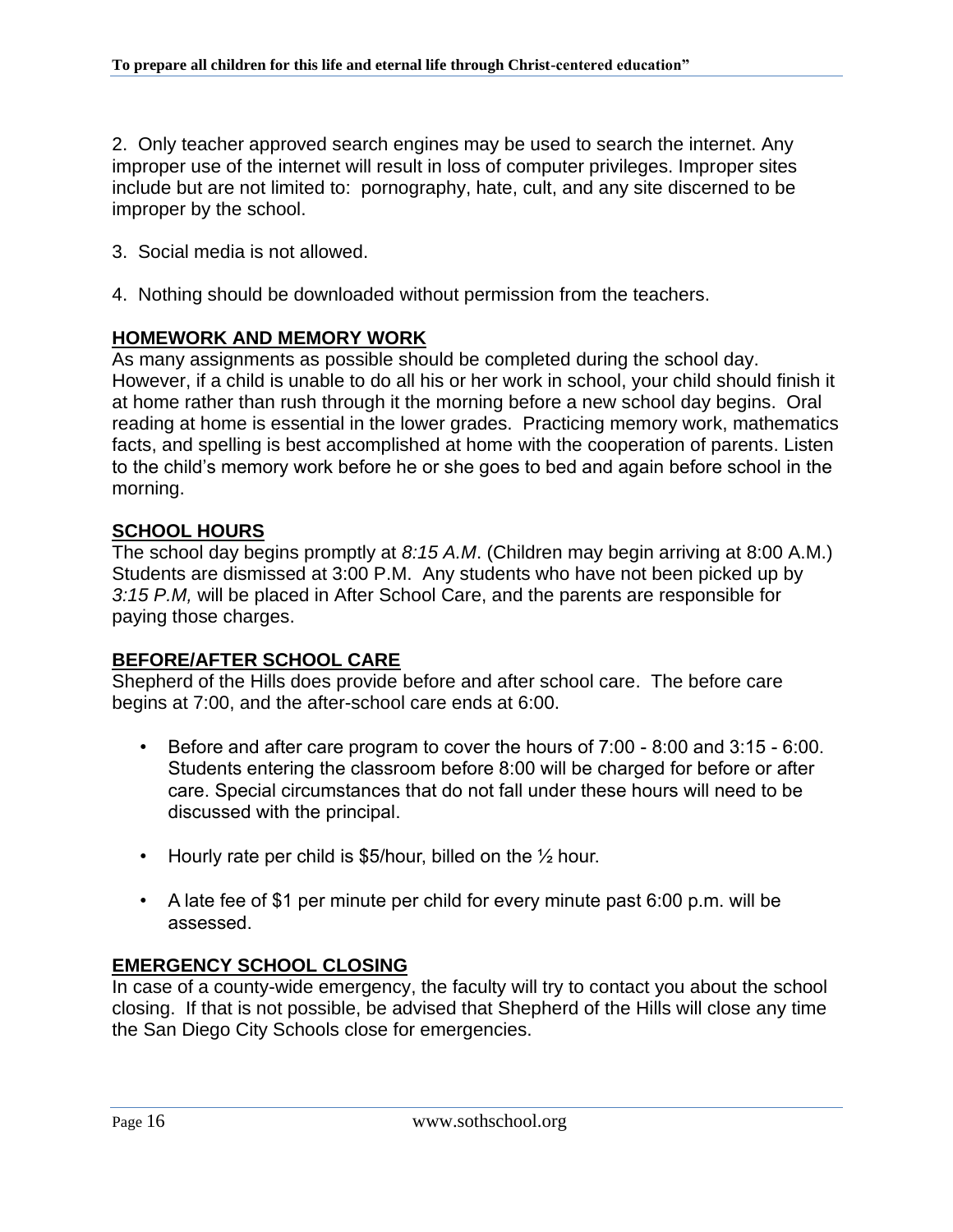2. Only teacher approved search engines may be used to search the internet. Any improper use of the internet will result in loss of computer privileges. Improper sites include but are not limited to: pornography, hate, cult, and any site discerned to be improper by the school.

3. Social media is not allowed.

4. Nothing should be downloaded without permission from the teachers.

## HOMEWORK AND MEMORY WORK

As many assignments as possible should be completed during the school day. However, if a child is unable to do all his or her work in school, your child should finish it at home rather than rush through it the morning before a new school day begins. Oral reading at home is essential in the lower grades. Practicing memory work, mathematics facts, and spelling is best accomplished at home with the cooperation of parents. Listen to the child's memory work before he or she goes to bed and again before school in the morning.

## SCHOOL HOURS

The school day begins promptly at *8:15 A.M*. (Children may begin arriving at 8:00 A.M.) Students are dismissed at 3:00 P.M. Any students who have not been picked up by *3:15 P.M,* will be placed in After School Care, and the parents are responsible for paying those charges.

## BEFORE/AFTER SCHOOL CARE

Shepherd of the Hills does provide before and after school care. The before care begins at 7:00, and the after-school care ends at 6:00.

- Before and after care program to cover the hours of 7:00 - 8:00 and 3:15 - 6:00. Students entering the classroom before 8:00 will be charged for before or after care. Special circumstances that do not fall under these hours will need to be discussed with the principal.

- Hourly rate per child is $5/hour, billed on the ½ hour.

- A late fee of $1 per minute per child for every minute past 6:00 p.m. will be assessed.

## EMERGENCY SCHOOL CLOSING

In case of a county-wide emergency, the faculty will try to contact you about the school closing. If that is not possible, be advised that Shepherd of the Hills will close any time the San Diego City Schools close for emergencies.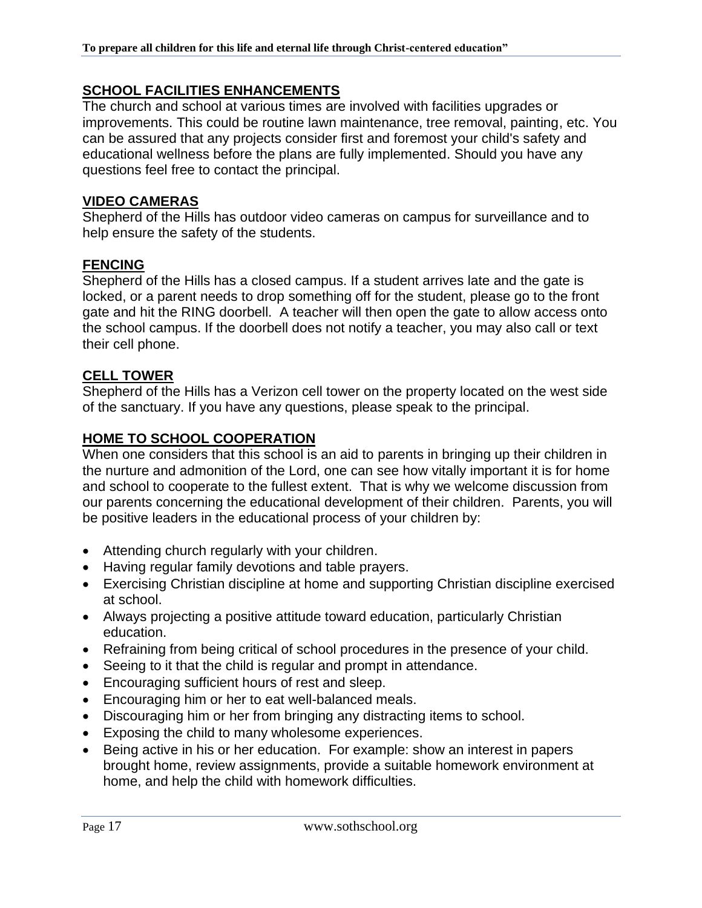## SCHOOL FACILITIES ENHANCEMENTS

The church and school at various times are involved with facilities upgrades or improvements. This could be routine lawn maintenance, tree removal, painting, etc. You can be assured that any projects consider first and foremost your child's safety and educational wellness before the plans are fully implemented. Should you have any questions feel free to contact the principal.

## VIDEO CAMERAS

Shepherd of the Hills has outdoor video cameras on campus for surveillance and to help ensure the safety of the students.

## FENCING

Shepherd of the Hills has a closed campus. If a student arrives late and the gate is locked, or a parent needs to drop something off for the student, please go to the front gate and hit the RING doorbell. A teacher will then open the gate to allow access onto the school campus. If the doorbell does not notify a teacher, you may also call or text their cell phone.

## CELL TOWER

Shepherd of the Hills has a Verizon cell tower on the property located on the west side of the sanctuary. If you have any questions, please speak to the principal.

## HOME TO SCHOOL COOPERATION

When one considers that this school is an aid to parents in bringing up their children in the nurture and admonition of the Lord, one can see how vitally important it is for home and school to cooperate to the fullest extent. That is why we welcome discussion from our parents concerning the educational development of their children. Parents, you will be positive leaders in the educational process of your children by:

- Attending church regularly with your children.
- Having regular family devotions and table prayers.
- Exercising Christian discipline at home and supporting Christian discipline exercised at school.
- Always projecting a positive attitude toward education, particularly Christian education.
- Refraining from being critical of school procedures in the presence of your child.
- Seeing to it that the child is regular and prompt in attendance.
- Encouraging sufficient hours of rest and sleep.
- Encouraging him or her to eat well-balanced meals.
- Discouraging him or her from bringing any distracting items to school.
- Exposing the child to many wholesome experiences.
- Being active in his or her education. For example: show an interest in papers brought home, review assignments, provide a suitable homework environment at home, and help the child with homework difficulties.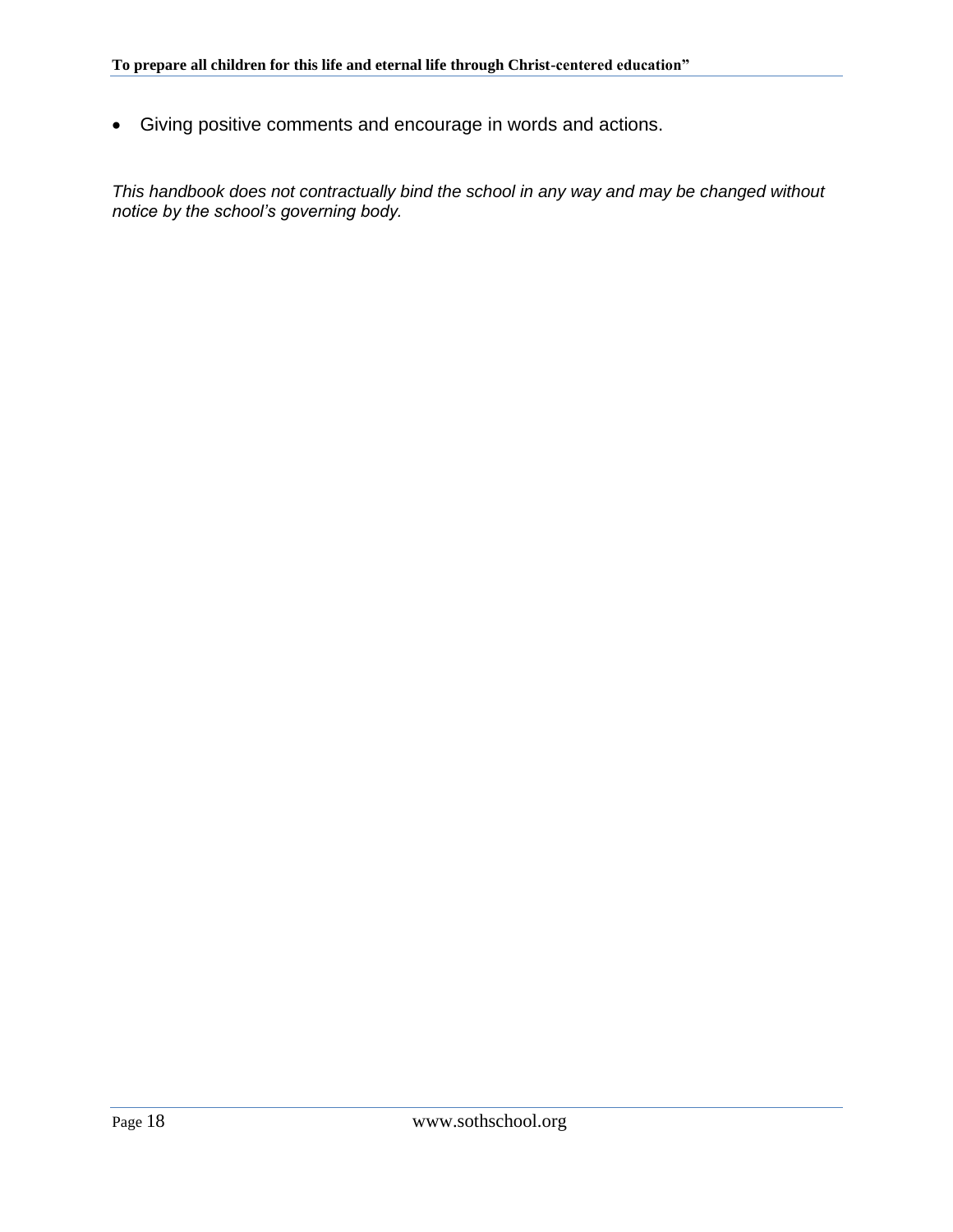- Giving positive comments and encourage in words and actions.

*This handbook does not contractually bind the school in any way and may be changed without notice by the school's governing body.*